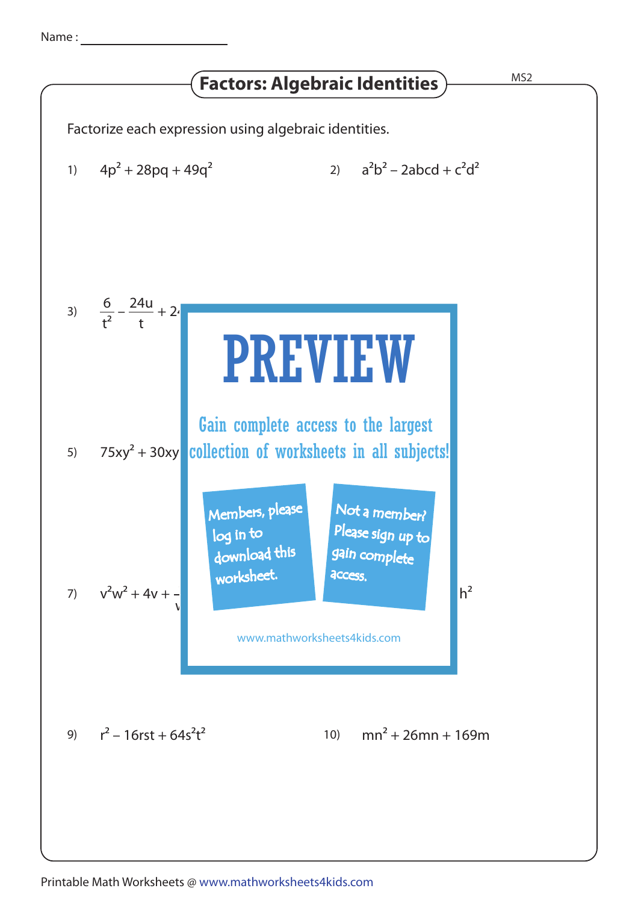Name : ____________________

# Factors: Algebraic Identities

MS2

Factorize each expression using algebraic identities.

1) $4p^2 + 28pq + 49q^2$

2) $a^2b^2 - 2abcd + c^2d^2$

3) $\frac{6}{t^2} - \frac{24u}{t} + 2$

PREVIEW

Gain complete access to the largest collection of worksheets in all subjects!

5) $75xy^2 + 30xy$

Members, please log in to download this worksheet.

Not a member? Please sign up to gain complete access.

7) $v^2w^2 + 4v +$

$h^2$

www.mathworksheets4kids.com

9) $r^2 - 16rst + 64s^2t^2$

10) $mn^2 + 26mn + 169m$

Printable Math Worksheets @ www.mathworksheets4kids.com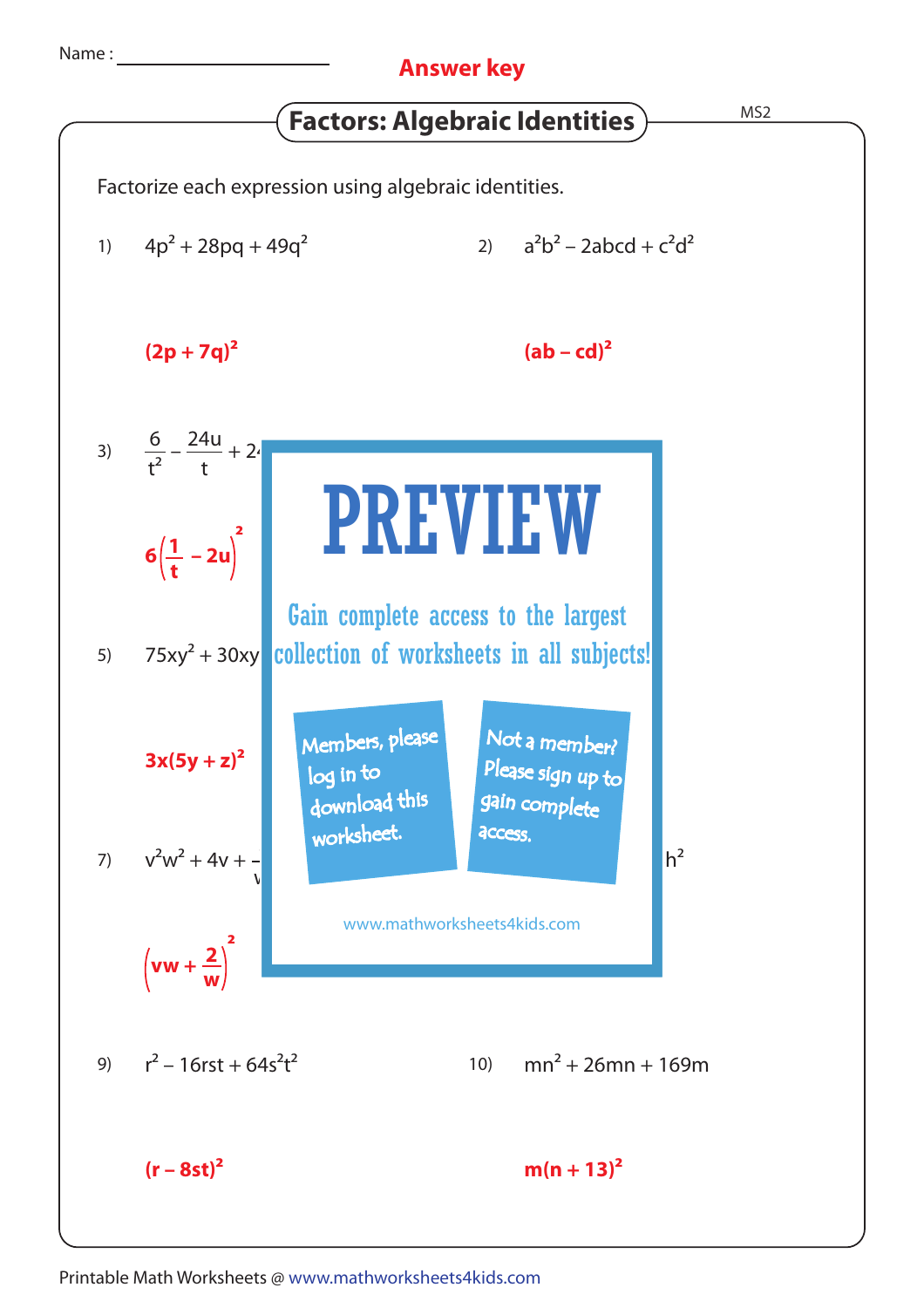Name : ____________________

**Answer key**

# Factors: Algebraic Identities

MS2

Factorize each expression using algebraic identities.

1) $4p^2 + 28pq + 49q^2$

**$(2p + 7q)^2$**

2) $a^2b^2 - 2abcd + c^2d^2$

**$(ab - cd)^2$**

3) $\frac{6}{t^2} - \frac{24u}{t} + 2$

**$6\left(\frac{1}{t} - 2u\right)^2$**

5) $75xy^2 + 30xy$

**$3x(5y + z)^2$**

7) $v^2w^2 + 4v +$

**$\left(vw + \frac{2}{w}\right)^2$**

PREVIEW

Gain complete access to the largest collection of worksheets in all subjects!

Members, please log in to download this worksheet.

Not a member? Please sign up to gain complete access.

www.mathworksheets4kids.com

9) $r^2 - 16rst + 64s^2t^2$

**$(r - 8st)^2$**

10) $mn^2 + 26mn + 169m$

**$m(n + 13)^2$**

Printable Math Worksheets @ www.mathworksheets4kids.com